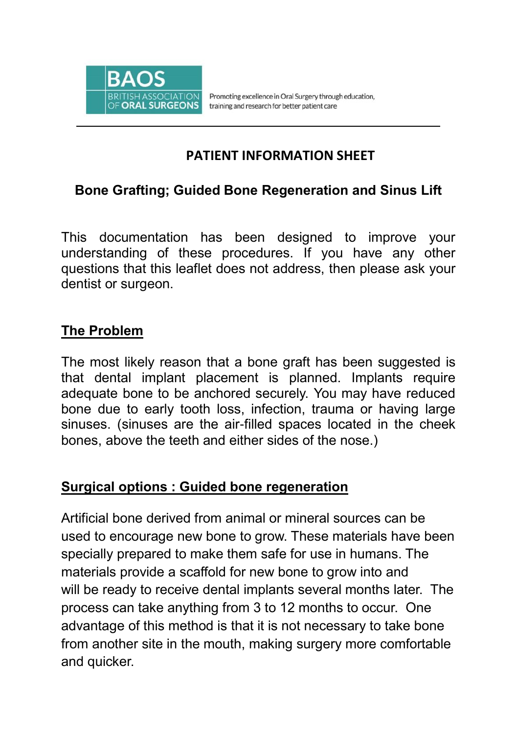BAOS

BRITISH ASSOCIATION OF ORAL SURGEONS

Promoting excellence in Oral Surgery through education, training and research for better patient care

---

# PATIENT INFORMATION SHEET

## Bone Grafting; Guided Bone Regeneration and Sinus Lift

This documentation has been designed to improve your understanding of these procedures. If you have any other questions that this leaflet does not address, then please ask your dentist or surgeon.

### The Problem

The most likely reason that a bone graft has been suggested is that dental implant placement is planned. Implants require adequate bone to be anchored securely. You may have reduced bone due to early tooth loss, infection, trauma or having large sinuses. (sinuses are the air-filled spaces located in the cheek bones, above the teeth and either sides of the nose.)

### Surgical options : Guided bone regeneration

Artificial bone derived from animal or mineral sources can be used to encourage new bone to grow. These materials have been specially prepared to make them safe for use in humans. The materials provide a scaffold for new bone to grow into and will be ready to receive dental implants several months later. The process can take anything from 3 to 12 months to occur. One advantage of this method is that it is not necessary to take bone from another site in the mouth, making surgery more comfortable and quicker.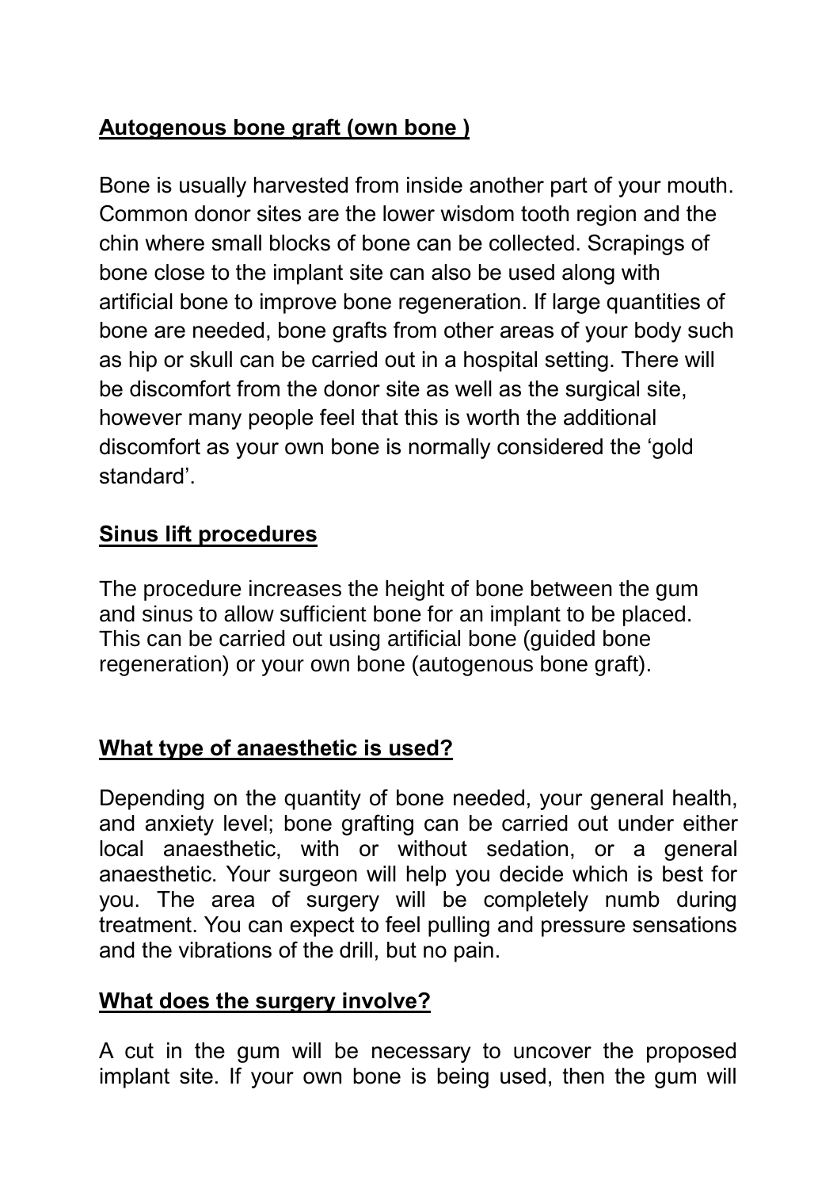## Autogenous bone graft (own bone )

Bone is usually harvested from inside another part of your mouth. Common donor sites are the lower wisdom tooth region and the chin where small blocks of bone can be collected. Scrapings of bone close to the implant site can also be used along with artificial bone to improve bone regeneration. If large quantities of bone are needed, bone grafts from other areas of your body such as hip or skull can be carried out in a hospital setting. There will be discomfort from the donor site as well as the surgical site, however many people feel that this is worth the additional discomfort as your own bone is normally considered the 'gold standard'.

## Sinus lift procedures

The procedure increases the height of bone between the gum and sinus to allow sufficient bone for an implant to be placed. This can be carried out using artificial bone (guided bone regeneration) or your own bone (autogenous bone graft).

## What type of anaesthetic is used?

Depending on the quantity of bone needed, your general health, and anxiety level; bone grafting can be carried out under either local anaesthetic, with or without sedation, or a general anaesthetic. Your surgeon will help you decide which is best for you. The area of surgery will be completely numb during treatment. You can expect to feel pulling and pressure sensations and the vibrations of the drill, but no pain.

## What does the surgery involve?

A cut in the gum will be necessary to uncover the proposed implant site. If your own bone is being used, then the gum will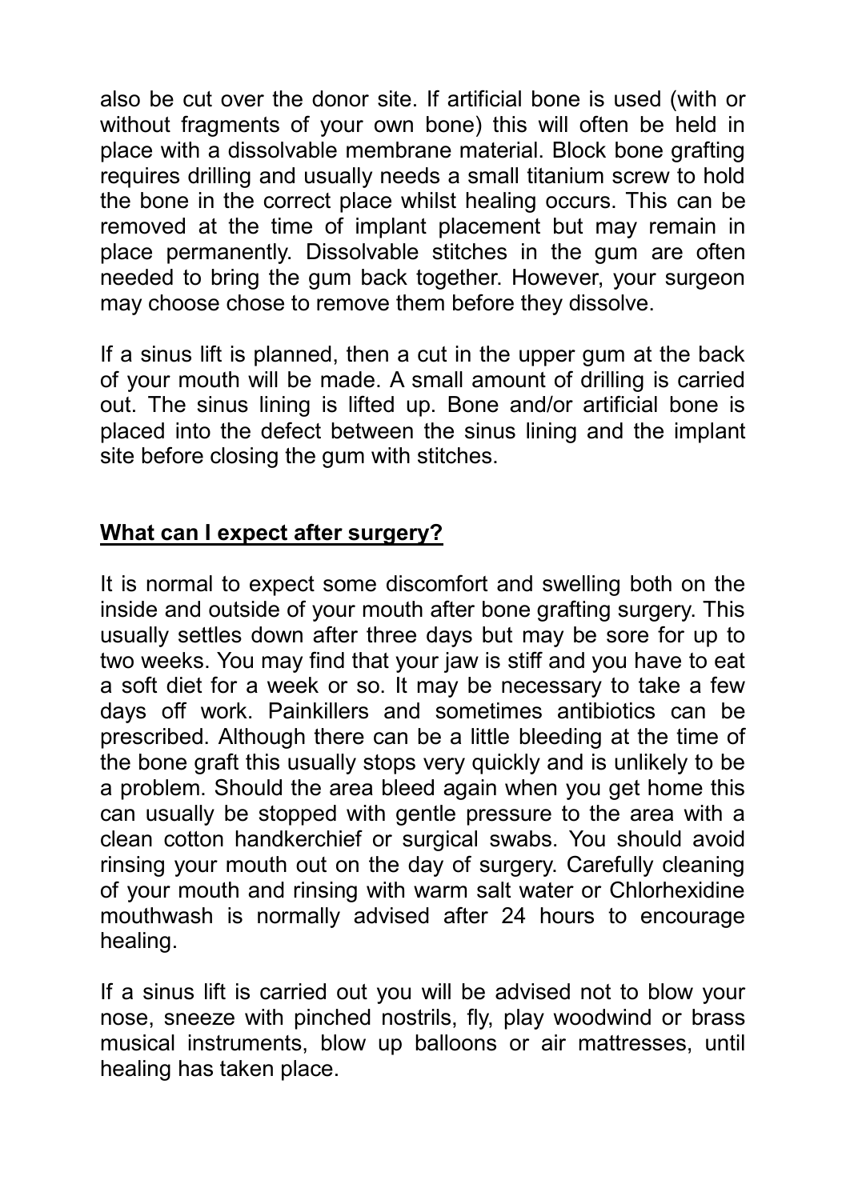also be cut over the donor site. If artificial bone is used (with or without fragments of your own bone) this will often be held in place with a dissolvable membrane material. Block bone grafting requires drilling and usually needs a small titanium screw to hold the bone in the correct place whilst healing occurs. This can be removed at the time of implant placement but may remain in place permanently. Dissolvable stitches in the gum are often needed to bring the gum back together. However, your surgeon may choose chose to remove them before they dissolve.

If a sinus lift is planned, then a cut in the upper gum at the back of your mouth will be made. A small amount of drilling is carried out. The sinus lining is lifted up. Bone and/or artificial bone is placed into the defect between the sinus lining and the implant site before closing the gum with stitches.

## **What can I expect after surgery?**

It is normal to expect some discomfort and swelling both on the inside and outside of your mouth after bone grafting surgery. This usually settles down after three days but may be sore for up to two weeks. You may find that your jaw is stiff and you have to eat a soft diet for a week or so. It may be necessary to take a few days off work. Painkillers and sometimes antibiotics can be prescribed. Although there can be a little bleeding at the time of the bone graft this usually stops very quickly and is unlikely to be a problem. Should the area bleed again when you get home this can usually be stopped with gentle pressure to the area with a clean cotton handkerchief or surgical swabs. You should avoid rinsing your mouth out on the day of surgery. Carefully cleaning of your mouth and rinsing with warm salt water or Chlorhexidine mouthwash is normally advised after 24 hours to encourage healing.

If a sinus lift is carried out you will be advised not to blow your nose, sneeze with pinched nostrils, fly, play woodwind or brass musical instruments, blow up balloons or air mattresses, until healing has taken place.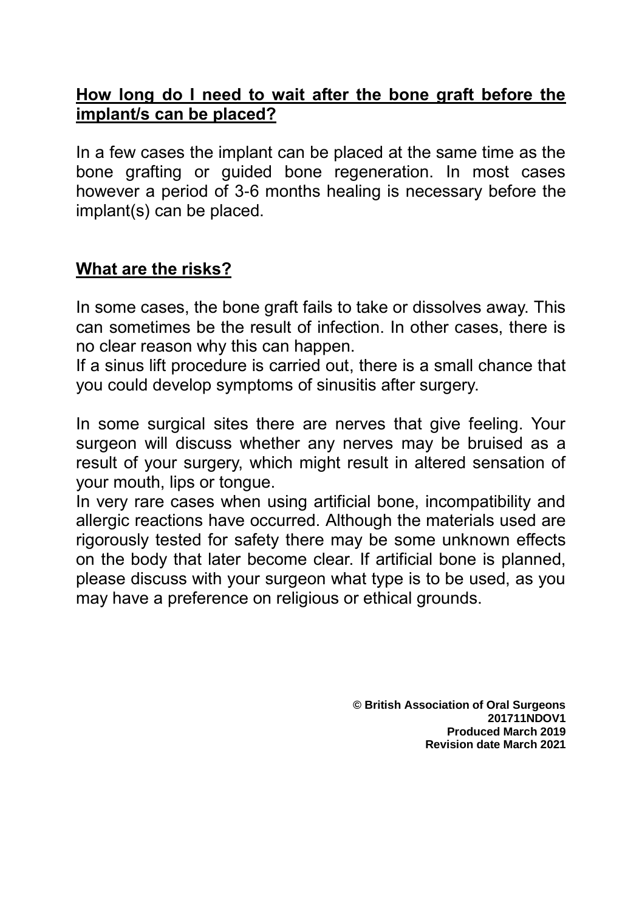**How long do I need to wait after the bone graft before the implant/s can be placed?**

In a few cases the implant can be placed at the same time as the bone grafting or guided bone regeneration. In most cases however a period of 3-6 months healing is necessary before the implant(s) can be placed.

**What are the risks?**

In some cases, the bone graft fails to take or dissolves away. This can sometimes be the result of infection. In other cases, there is no clear reason why this can happen.
If a sinus lift procedure is carried out, there is a small chance that you could develop symptoms of sinusitis after surgery.

In some surgical sites there are nerves that give feeling. Your surgeon will discuss whether any nerves may be bruised as a result of your surgery, which might result in altered sensation of your mouth, lips or tongue.
In very rare cases when using artificial bone, incompatibility and allergic reactions have occurred. Although the materials used are rigorously tested for safety there may be some unknown effects on the body that later become clear. If artificial bone is planned, please discuss with your surgeon what type is to be used, as you may have a preference on religious or ethical grounds.

**© British Association of Oral Surgeons**
**201711NDOV1**
**Produced March 2019**
**Revision date March 2021**